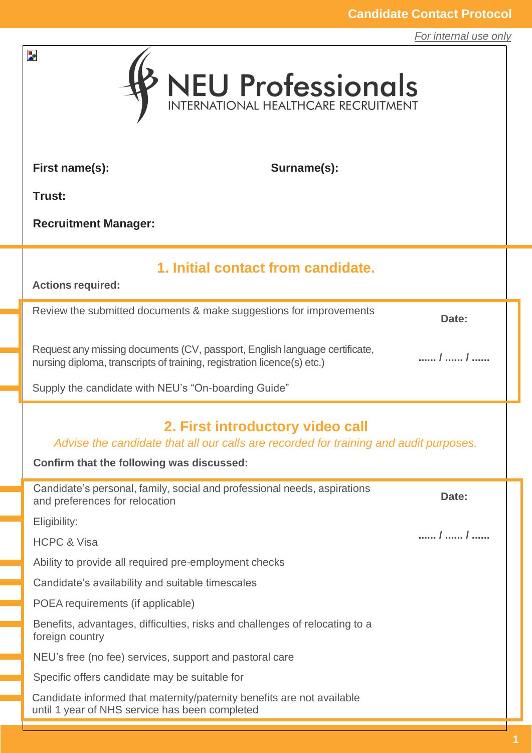Candidate Contact Protocol

*For internal use only*

NEU Professionals
INTERNATIONAL HEALTHCARE RECRUITMENT

**First name(s):** **Surname(s):**

**Trust:**

**Recruitment Manager:**

## 1. Initial contact from candidate.

**Actions required:**

| | |
|---|---|
| Review the submitted documents & make suggestions for improvements | **Date:** |
| Request any missing documents (CV, passport, English language certificate, nursing diploma, transcripts of training, registration licence(s) etc.) | **...... / ...... / ......** |
| Supply the candidate with NEU's "On-boarding Guide" | |

## 2. First introductory video call

*Advise the candidate that all our calls are recorded for training and audit purposes.*

**Confirm that the following was discussed:**

| | |
|---|---|
| Candidate's personal, family, social and professional needs, aspirations and preferences for relocation | **Date:** |
| Eligibility: | |
| HCPC & Visa | **...... / ...... / ......** |
| Ability to provide all required pre-employment checks | |
| Candidate's availability and suitable timescales | |
| POEA requirements (if applicable) | |
| Benefits, advantages, difficulties, risks and challenges of relocating to a foreign country | |
| NEU's free (no fee) services, support and pastoral care | |
| Specific offers candidate may be suitable for | |
| Candidate informed that maternity/paternity benefits are not available until 1 year of NHS service has been completed | |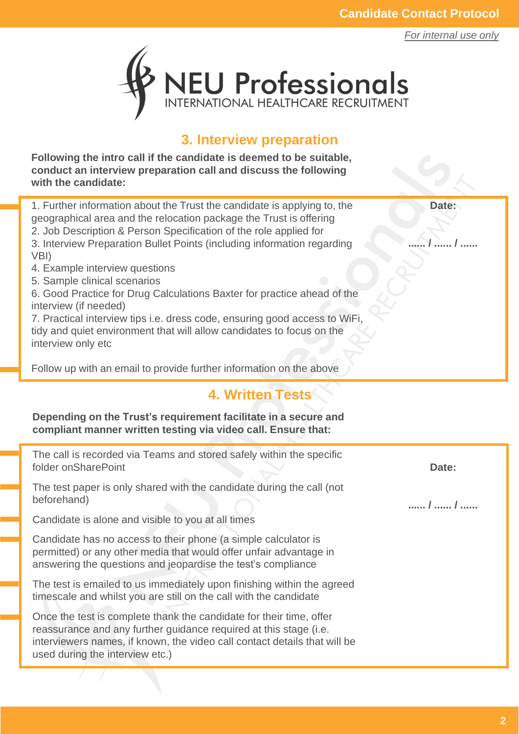*For internal use only*

## 3. Interview preparation

**Following the intro call if the candidate is deemed to be suitable, conduct an interview preparation call and discuss the following with the candidate:**

| | |
|---|---|
| 1. Further information about the Trust the candidate is applying to, the geographical area and the relocation package the Trust is offering<br>2. Job Description & Person Specification of the role applied for<br>3. Interview Preparation Bullet Points (including information regarding VBI)<br>4. Example interview questions<br>5. Sample clinical scenarios<br>6. Good Practice for Drug Calculations Baxter for practice ahead of the interview (if needed)<br>7. Practical interview tips i.e. dress code, ensuring good access to WiFi, tidy and quiet environment that will allow candidates to focus on the interview only etc<br><br>Follow up with an email to provide further information on the above | **Date:**<br><br>**...... / ...... / ......** |

## 4. Written Tests

**Depending on the Trust's requirement facilitate in a secure and compliant manner written testing via video call. Ensure that:**

| | |
|---|---|
| The call is recorded via Teams and stored safely within the specific folder onSharePoint<br><br>The test paper is only shared with the candidate during the call (not beforehand)<br><br>Candidate is alone and visible to you at all times<br><br>Candidate has no access to their phone (a simple calculator is permitted) or any other media that would offer unfair advantage in answering the questions and jeopardise the test's compliance<br><br>The test is emailed to us immediately upon finishing within the agreed timescale and whilst you are still on the call with the candidate<br><br>Once the test is complete thank the candidate for their time, offer reassurance and any further guidance required at this stage (i.e. interviewers names, if known, the video call contact details that will be used during the interview etc.) | **Date:**<br><br>**...... / ...... / ......** |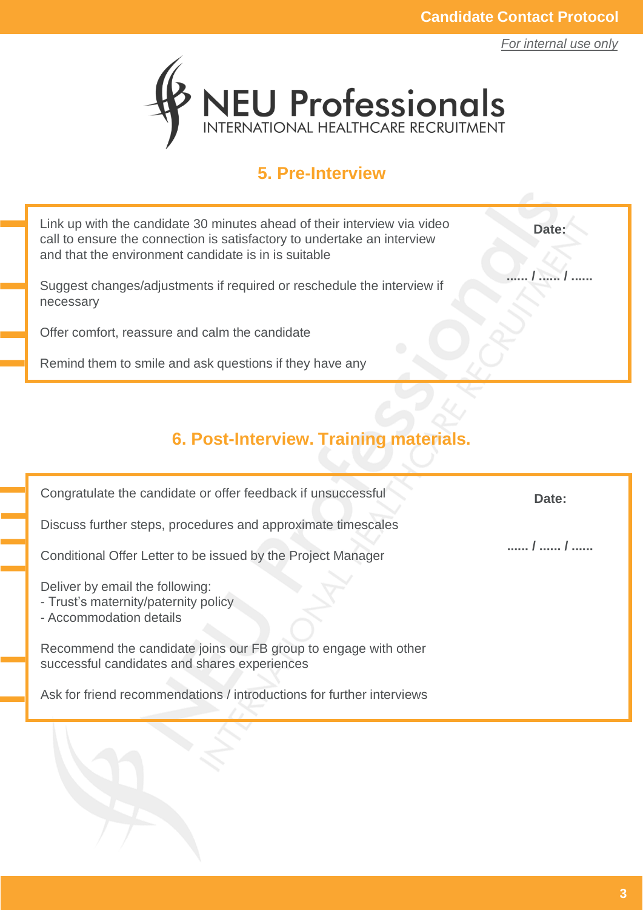## 5. Pre-Interview

Link up with the candidate 30 minutes ahead of their interview via video call to ensure the connection is satisfactory to undertake an interview and that the environment candidate is in is suitable

Suggest changes/adjustments if required or reschedule the interview if necessary

Offer comfort, reassure and calm the candidate

Remind them to smile and ask questions if they have any

**Date:**

**...... / ...... / ......**

## 6. Post-Interview. Training materials.

Congratulate the candidate or offer feedback if unsuccessful

Discuss further steps, procedures and approximate timescales

Conditional Offer Letter to be issued by the Project Manager

Deliver by email the following:
- Trust's maternity/paternity policy
- Accommodation details

Recommend the candidate joins our FB group to engage with other successful candidates and shares experiences

Ask for friend recommendations / introductions for further interviews

**Date:**

**...... / ...... / ......**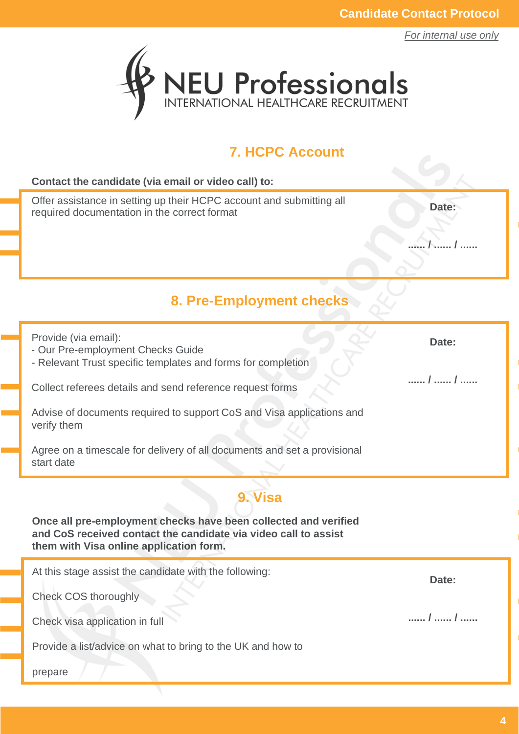## 7. HCPC Account

**Contact the candidate (via email or video call) to:**

| | |
|---|---|
| Offer assistance in setting up their HCPC account and submitting all required documentation in the correct format | **Date:** <br><br> **...... / ...... / ......** |

## 8. Pre-Employment checks

| | |
|---|---|
| Provide (via email):<br>- Our Pre-employment Checks Guide<br>- Relevant Trust specific templates and forms for completion<br><br>Collect referees details and send reference request forms<br><br>Advise of documents required to support CoS and Visa applications and verify them<br><br>Agree on a timescale for delivery of all documents and set a provisional start date | **Date:** <br><br> **...... / ...... / ......** |

## 9. Visa

**Once all pre-employment checks have been collected and verified and CoS received contact the candidate via video call to assist them with Visa online application form.**

| | |
|---|---|
| At this stage assist the candidate with the following:<br><br>Check COS thoroughly<br><br>Check visa application in full<br><br>Provide a list/advice on what to bring to the UK and how to prepare | **Date:** <br><br> **...... / ...... / ......** |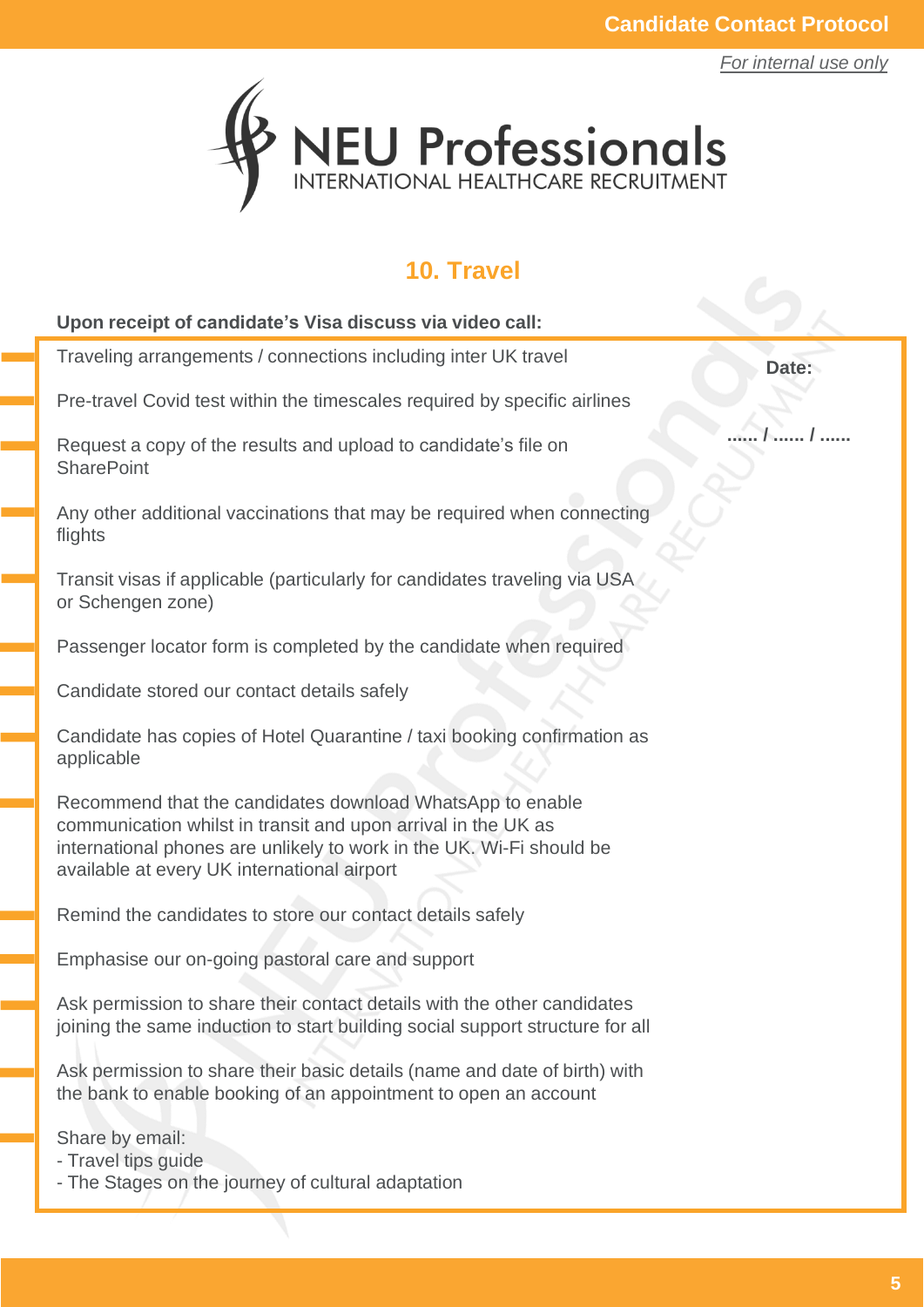## 10. Travel

**Upon receipt of candidate's Visa discuss via video call:**

- Traveling arrangements / connections including inter UK travel
- Pre-travel Covid test within the timescales required by specific airlines
- Request a copy of the results and upload to candidate's file on SharePoint
- Any other additional vaccinations that may be required when connecting flights
- Transit visas if applicable (particularly for candidates traveling via USA or Schengen zone)
- Passenger locator form is completed by the candidate when required
- Candidate stored our contact details safely
- Candidate has copies of Hotel Quarantine / taxi booking confirmation as applicable
- Recommend that the candidates download WhatsApp to enable communication whilst in transit and upon arrival in the UK as international phones are unlikely to work in the UK. Wi-Fi should be available at every UK international airport
- Remind the candidates to store our contact details safely
- Emphasise our on-going pastoral care and support
- Ask permission to share their contact details with the other candidates joining the same induction to start building social support structure for all
- Ask permission to share their basic details (name and date of birth) with the bank to enable booking of an appointment to open an account
- Share by email:
  - Travel tips guide
  - The Stages on the journey of cultural adaptation

**Date:**

...... / ...... / ......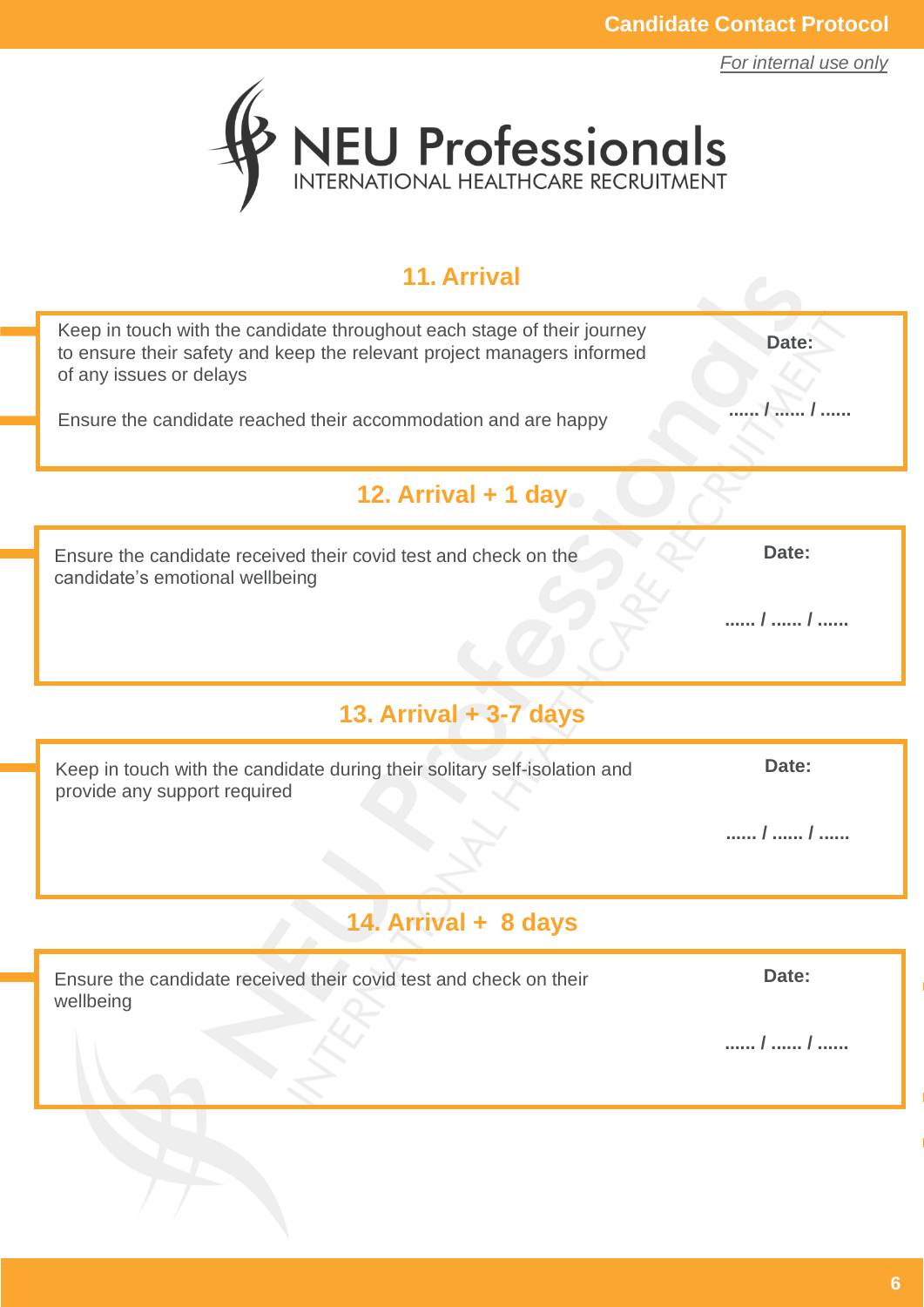## 11. Arrival

| | |
|---|---|
| Keep in touch with the candidate throughout each stage of their journey to ensure their safety and keep the relevant project managers informed of any issues or delays<br><br>Ensure the candidate reached their accommodation and are happy | **Date:**<br><br>...... / ...... / ...... |

## 12. Arrival + 1 day

| | |
|---|---|
| Ensure the candidate received their covid test and check on the candidate's emotional wellbeing | **Date:**<br><br>...... / ...... / ...... |

## 13. Arrival + 3-7 days

| | |
|---|---|
| Keep in touch with the candidate during their solitary self-isolation and provide any support required | **Date:**<br><br>...... / ...... / ...... |

## 14. Arrival + 8 days

| | |
|---|---|
| Ensure the candidate received their covid test and check on their wellbeing | **Date:**<br><br>...... / ...... / ...... |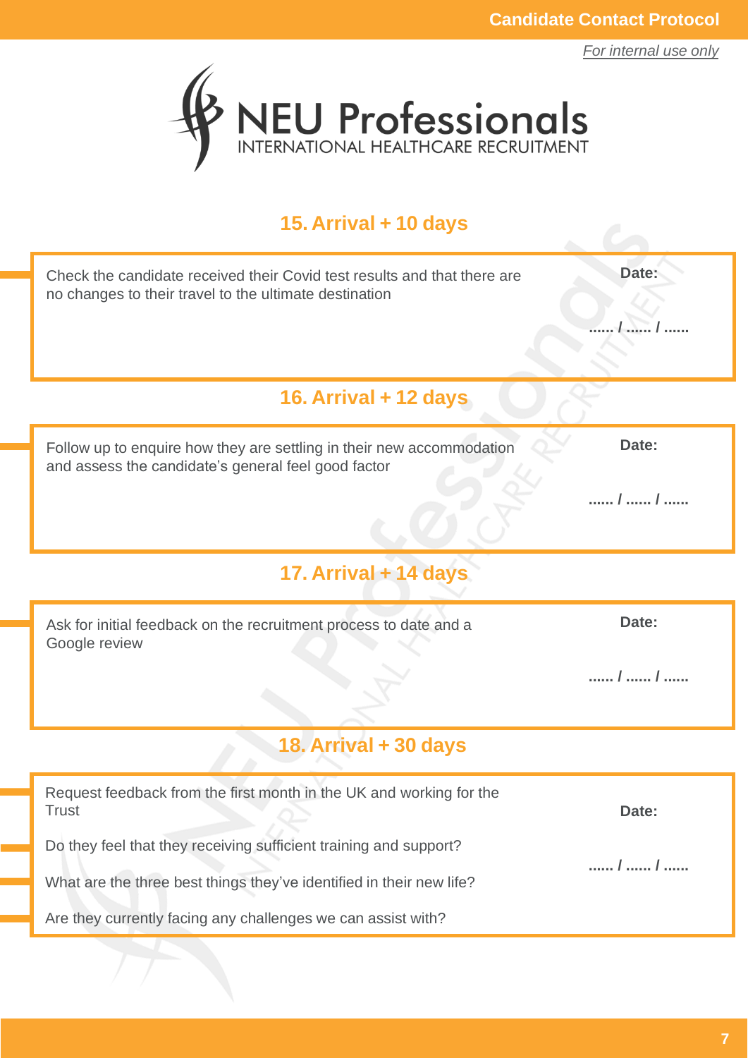## 15. Arrival + 10 days

Check the candidate received their Covid test results and that there are no changes to their travel to the ultimate destination

**Date:**

**...... / ...... / ......**

## 16. Arrival + 12 days

Follow up to enquire how they are settling in their new accommodation and assess the candidate's general feel good factor

**Date:**

**...... / ...... / ......**

## 17. Arrival + 14 days

Ask for initial feedback on the recruitment process to date and a Google review

**Date:**

**...... / ...... / ......**

## 18. Arrival + 30 days

Request feedback from the first month in the UK and working for the Trust

Do they feel that they receiving sufficient training and support?

What are the three best things they've identified in their new life?

Are they currently facing any challenges we can assist with?

**Date:**

**...... / ...... / ......**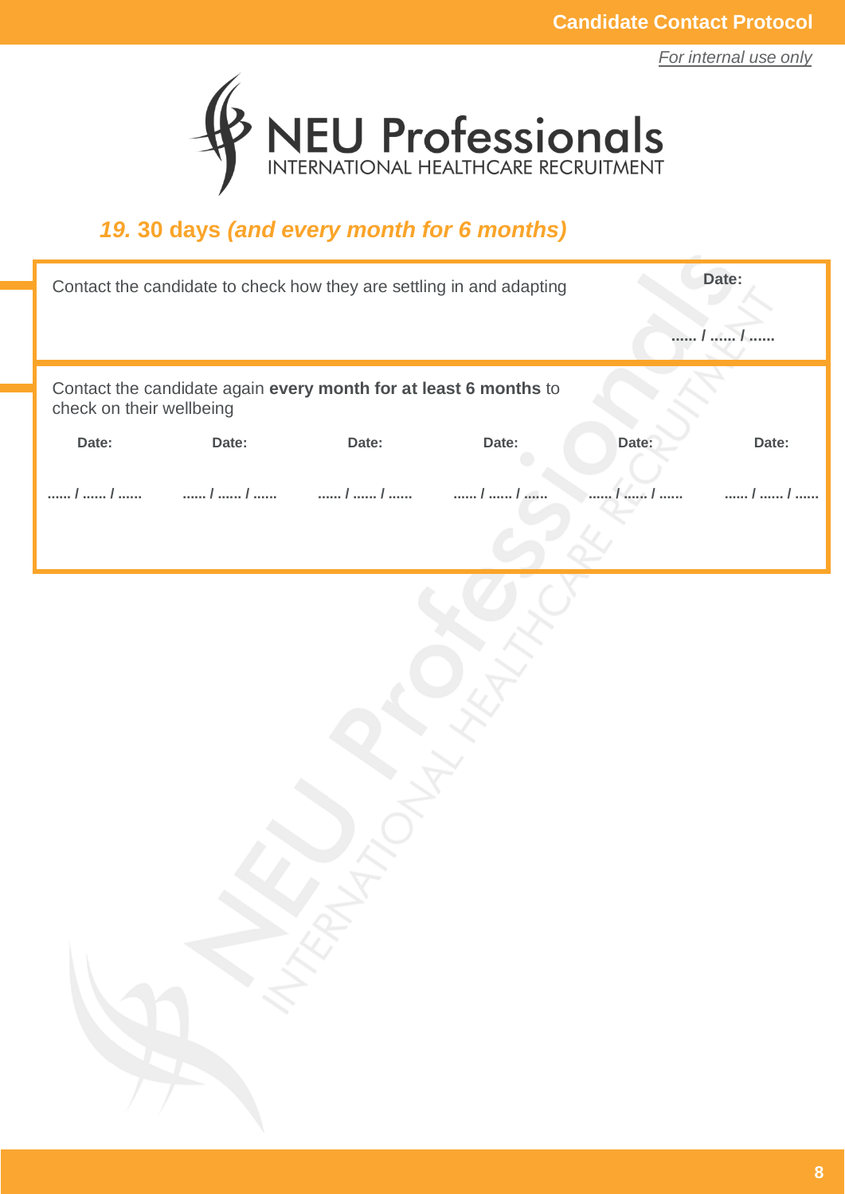## *19.* 30 days *(and every month for 6 months)*

| | |
|---|---|
| Contact the candidate to check how they are settling in and adapting | **Date:** ...... / ...... / ...... |

Contact the candidate again **every month for at least 6 months** to check on their wellbeing

| Date: | Date: | Date: | Date: | Date: | Date: |
|---|---|---|---|---|---|
| ...... / ...... / ...... | ...... / ...... / ...... | ...... / ...... / ...... | ...... / ...... / ...... | ...... / ...... / ...... | ...... / ...... / ...... |